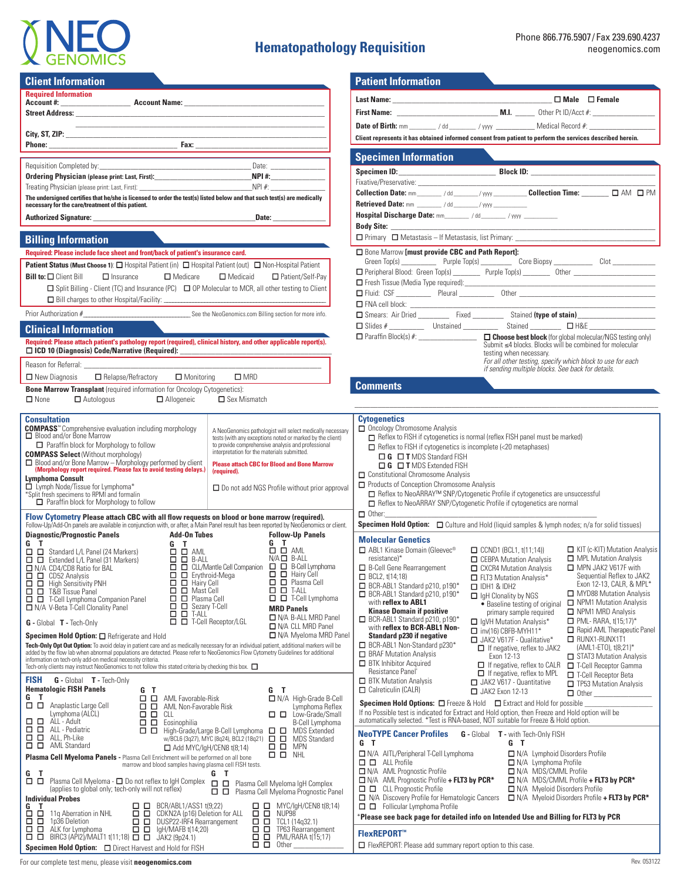# NEO GENOMICS

## Hematopathology Requisition

Phone 866.776.5907 / Fax 239.690.4237
neogenomics.com

## Client Information

**Required Information**

**Account #:** ______________ **Account Name:** ______________

**Street Address:** ______________

**City, ST, ZIP:** ______________

**Phone:** ______________ **Fax:** ______________

Requisition Completed by: ______________ Date: ______________

**Ordering Physician** (please print: Last, First): ______________ **NPI #:** ______________

Treating Physician (please print: Last, First): ______________ NPI #: ______________

**The undersigned certifies that he/she is licensed to order the test(s) listed below and that such test(s) are medically necessary for the care/treatment of this patient.**

**Authorized Signature:** ______________ **Date:** ______________

## Patient Information

**Last Name:** ______________ ☐ **Male** ☐ **Female**

**First Name:** ______________ **M.I.** ______ Other Pt ID/Acct #: ______________

**Date of Birth:** mm ______ / dd ______ / yyyy ______ Medical Record #: ______________

**Client represents it has obtained informed consent from patient to perform the services described herein.**

## Specimen Information

**Specimen ID:** ______________ **Block ID:** ______________

Fixative/Preservative: ______________

**Collection Date:** mm ______ / dd ______ / yyyy ______ **Collection Time:** ______ ☐ AM ☐ PM

**Retrieved Date:** mm ______ / dd ______ / yyyy ______

**Hospital Discharge Date:** mm ______ / dd ______ / yyyy ______

**Body Site:** ______________

☐ Primary ☐ Metastasis – If Metastasis, list Primary: ______________

☐ Bone Marrow **[must provide CBC and Path Report]:**
Green Top(s) ______ Purple Top(s) ______ Core Biopsy ______ Clot ______

☐ Peripheral Blood: Green Top(s) ______ Purple Top(s) ______ Other ______

☐ Fresh Tissue (Media Type required): ______________

☐ Fluid: CSF ______ Pleural ______ Other ______

☐ FNA cell block: ______________

☐ Smears: Air Dried ______ Fixed ______ Stained **(type of stain)** ______

☐ Slides # ______ Unstained ______ Stained ______ ☐ H&E ______

☐ Paraffin Block(s) #: ______ ☐ **Choose best block** (for global molecular/NGS testing only) Submit ≤4 blocks. Blocks will be combined for molecular testing when necessary. *For all other testing, specify which block to use for each if sending multiple blocks. See back for details.*

## Billing Information

**Required: Please include face sheet and front/back of patient's insurance card.**

**Patient Status (Must Choose 1):** ☐ Hospital Patient (in) ☐ Hospital Patient (out) ☐ Non-Hospital Patient

**Bill to:** ☐ Client Bill ☐ Insurance ☐ Medicare ☐ Medicaid ☐ Patient/Self-Pay

☐ Split Billing - Client (TC) and Insurance (PC) ☐ OP Molecular to MCR, all other testing to Client

☐ Bill charges to other Hospital/Facility: ______________

Prior Authorization # ______________ See the NeoGenomics.com Billing section for more info.

## Clinical Information

**Required: Please attach patient's pathology report (required), clinical history, and other applicable report(s).**

☐ **ICD 10 (Diagnosis) Code/Narrative (Required):** ______________

Reason for Referral: ______________

☐ New Diagnosis ☐ Relapse/Refractory ☐ Monitoring ☐ MRD

**Bone Marrow Transplant** (required information for Oncology Cytogenetics):
☐ None ☐ Autologous ☐ Allogeneic ☐ Sex Mismatch

## Comments

______________

## Consultation

**COMPASS**™ Comprehensive evaluation including morphology
- ☐ Blood and/or Bone Marrow
  - ☐ Paraffin block for Morphology to follow

**COMPASS Select** (Without morphology)
- ☐ Blood and/or Bone Marrow – Morphology performed by client **(Morphology report required. Please fax to avoid testing delays.)**

**Lymphoma Consult**
- ☐ Lymph Node/Tissue for Lymphoma*
  *Split fresh specimens to RPMI and formalin
  - ☐ Paraffin block for Morphology to follow

A NeoGenomics pathologist will select medically necessary tests (with any exceptions noted or marked by the client) to provide comprehensive analysis and professional interpretation for the materials submitted.

**Please attach CBC for Blood and Bone Marrow (required).**

☐ Do not add NGS Profile without prior approval

## Flow Cytometry

**Please attach CBC with all flow requests on blood or bone marrow (required).**
Follow-Up/Add-On panels are available in conjunction with, or after, a Main Panel result has been reported by NeoGenomics or client.

**Diagnostic/Prognostic Panels** (G T)
- ☐ ☐ Standard L/L Panel (24 Markers)
- ☐ ☐ Extended L/L Panel (31 Markers)
- ☐ N/A CD4/CD8 Ratio for BAL
- ☐ ☐ CD52 Analysis
- ☐ ☐ High Sensitivity PNH
- ☐ ☐ T&B Tissue Panel
- ☐ ☐ Mast Cell
- ☐ ☐ T-Cell Lymphoma Companion Panel
- ☐ N/A V-Beta T-Cell Clonality Panel

**G** - Global **T** - Tech-Only

**Add-On Tubes** (G T)
- ☐ ☐ AML
- ☐ ☐ B-ALL
- ☐ ☐ CLL/Mantle Cell Companion
- ☐ ☐ Erythroid-Mega
- ☐ ☐ Hairy Cell
- ☐ ☐ Mast Cell
- ☐ ☐ Plasma Cell
- ☐ ☐ Sezary T-Cell
- ☐ ☐ T-ALL
- ☐ ☐ T-Cell Receptor/LGL

**Follow-Up Panels** (G T)
- ☐ ☐ AML
- N/A ☐ B-ALL
- ☐ ☐ B-Cell Lymphoma
- ☐ ☐ Hairy Cell
- ☐ ☐ Plasma Cell
- ☐ ☐ T-ALL
- ☐ ☐ T-Cell Lymphoma

**MRD Panels**
- ☐ N/A B-ALL MRD Panel
- ☐ N/A CLL MRD Panel
- ☐ N/A Myeloma MRD Panel

**Specimen Hold Option:** ☐ Refrigerate and Hold

**Tech-Only Opt Out Option:** To avoid delay in patient care and as medically necessary for an individual patient, additional markers will be added by the flow lab when abnormal populations are detected. Please refer to NeoGenomics Flow Cytometry Guidelines for additional information on tech-only add-on medical necessity criteria.
Tech-only clients may instruct NeoGenomics to not follow this stated criteria by checking this box. ☐

## FISH

**G** - Global **T** - Tech-Only

**Hematologic FISH Panels** (G T)
- ☐ ☐ Anaplastic Large Cell Lymphoma (ALCL)
- ☐ ☐ ALL - Adult
- ☐ ☐ ALL - Pediatric
- ☐ ☐ ALL, Ph-Like
- ☐ ☐ AML Standard
- ☐ ☐ AML Favorable-Risk
- ☐ ☐ AML Non-Favorable Risk
- ☐ ☐ CLL
- ☐ ☐ Eosinophilia
- ☐ ☐ High-Grade/Large B-Cell Lymphoma w/BCL6 (3q27), MYC (8q24), BCL2 (18q21)
  - ☐ Add MYC/IgH/CEN8 t(8;14)
- ☐ N/A High-Grade B-Cell Lymphoma Reflex
- ☐ ☐ Low-Grade/Small B-Cell Lymphoma
- ☐ ☐ MDS Extended
- ☐ ☐ MDS Standard
- ☐ ☐ MPN
- ☐ ☐ NHL

**Plasma Cell Myeloma Panels -** Plasma Cell Enrichment will be performed on all bone marrow and blood samples having plasma cell FISH tests.
- ☐ ☐ Plasma Cell Myeloma - ☐ Do not reflex to IgH Complex (applies to global only; tech-only will not reflex)
- ☐ ☐ Plasma Cell Myeloma IgH Complex
- ☐ ☐ Plasma Cell Myeloma Prognostic Panel

**Individual Probes** (G T)
- ☐ ☐ 11q Aberration in NHL
- ☐ ☐ 1p36 Deletion
- ☐ ☐ ALK for Lymphoma
- ☐ ☐ BIRC3 (API2)/MALT1 t(11;18)
- ☐ ☐ BCR/ABL1/ASS1 t(9;22)
- ☐ ☐ CDKN2A (p16) Deletion for ALL
- ☐ ☐ DUSP22-IRF4 Rearrangement
- ☐ ☐ IgH/MAFB t(14;20)
- ☐ ☐ JAK2 (9p24.1)
- ☐ ☐ MYC/IgH/CEN8 t(8;14)
- ☐ ☐ NUP98
- ☐ ☐ TCL1 (14q32.1)
- ☐ ☐ TP63 Rearrangement
- ☐ ☐ PML/RARA t(15;17)
- ☐ ☐ Other ______

**Specimen Hold Option:** ☐ Direct Harvest and Hold for FISH

## Cytogenetics

☐ Oncology Chromosome Analysis
- ☐ Reflex to FISH if cytogenetics is normal (reflex FISH panel must be marked)
- ☐ Reflex to FISH if cytogenetics is incomplete (<20 metaphases)
  - ☐ **G** ☐ **T** MDS Standard FISH
  - ☐ **G** ☐ **T** MDS Extended FISH

☐ Constitutional Chromosome Analysis

☐ Products of Conception Chromosome Analysis
- ☐ Reflex to NeoARRAY™ SNP/Cytogenetic Profile if cytogenetics are unsuccessful
- ☐ Reflex to NeoARRAY SNP/Cytogenetic Profile if cytogenetics are normal

☐ Other: ______________

**Specimen Hold Option:** ☐ Culture and Hold (liquid samples & lymph nodes; n/a for solid tissues)

## Molecular Genetics

- ☐ ABL1 Kinase Domain (Gleevec® resistance)*
- ☐ B-Cell Gene Rearrangement
- ☐ BCL2, t(14;18)
- ☐ BCR-ABL1 Standard p210, p190*
- ☐ BCR-ABL1 Standard p210, p190* with **reflex to ABL1 Kinase Domain if positive**
- ☐ BCR-ABL1 Standard p210, p190* with **reflex to BCR-ABL1 Non-Standard p230 if negative**
- ☐ BCR-ABL1 Non-Standard p230*
- ☐ BRAF Mutation Analysis
- ☐ BTK Inhibitor Acquired Resistance Panel
- ☐ BTK Mutation Analysis
- ☐ Calreticulin (CALR)
- ☐ CCND1 (BCL1, t(11;14))
- ☐ CEBPA Mutation Analysis
- ☐ CXCR4 Mutation Analysis
- ☐ FLT3 Mutation Analysis*
- ☐ IDH1 & IDH2
- ☐ IgH Clonality by NGS
  - Baseline testing of original primary sample required
- ☐ IgVH Mutation Analysis*
- ☐ inv(16) CBFB-MYH11*
- ☐ JAK2 V617F - Qualitative*
  - ☐ If negative, reflex to JAK2 Exon 12-13
  - ☐ If negative, reflex to CALR
  - ☐ If negative, reflex to MPL
- ☐ JAK2 V617 - Quantitative
- ☐ JAK2 Exon 12-13
- ☐ KIT (c-KIT) Mutation Analysis
- ☐ MPL Mutation Analysis
- ☐ MPN JAK2 V617F with Sequential Reflex to JAK2 Exon 12-13, CALR, & MPL*
- ☐ MYD88 Mutation Analysis
- ☐ NPM1 Mutation Analysis
- ☐ NPM1 MRD Analysis
- ☐ PML- RARA, t(15;17)*
- ☐ Rapid AML Therapeutic Panel
- ☐ RUNX1-RUNX1T1 (AML1-ETO), t(8;21)*
- ☐ STAT3 Mutation Analysis
- ☐ T-Cell Receptor Gamma
- ☐ T-Cell Receptor Beta
- ☐ TP53 Mutation Analysis
- ☐ Other ______

**Specimen Hold Options:** ☐ Freeze & Hold ☐ Extract and Hold for possible ______
If no Possible test is indicated for Extract and Hold option, then Freeze and Hold option will be automatically selected. *Test is RNA-based, NOT suitable for Freeze & Hold option.

## NeoTYPE Cancer Profiles

**G** - Global **T** - with Tech-Only FISH

(G T)
- ☐ N/A AITL/Peripheral T-Cell Lymphoma
- ☐ ☐ ALL Profile
- ☐ N/A AML Prognostic Profile
- ☐ N/A AML Prognostic Profile **+ FLT3 by PCR***
- ☐ ☐ CLL Prognostic Profile
- ☐ N/A Discovery Profile for Hematologic Cancers
- ☐ ☐ Follicular Lymphoma Profile
- ☐ N/A Lymphoid Disorders Profile
- ☐ N/A Lymphoma Profile
- ☐ N/A MDS/CMML Profile
- ☐ N/A MDS/CMML Profile **+ FLT3 by PCR***
- ☐ N/A Myeloid Disorders Profile
- ☐ N/A Myeloid Disorders Profile **+ FLT3 by PCR***

***Please see back page for detailed info on Intended Use and Billing for FLT3 by PCR**

## FlexREPORT™

☐ FlexREPORT: Please add summary report option to this case.

For our complete test menu, please visit **neogenomics.com**

Rev. 053122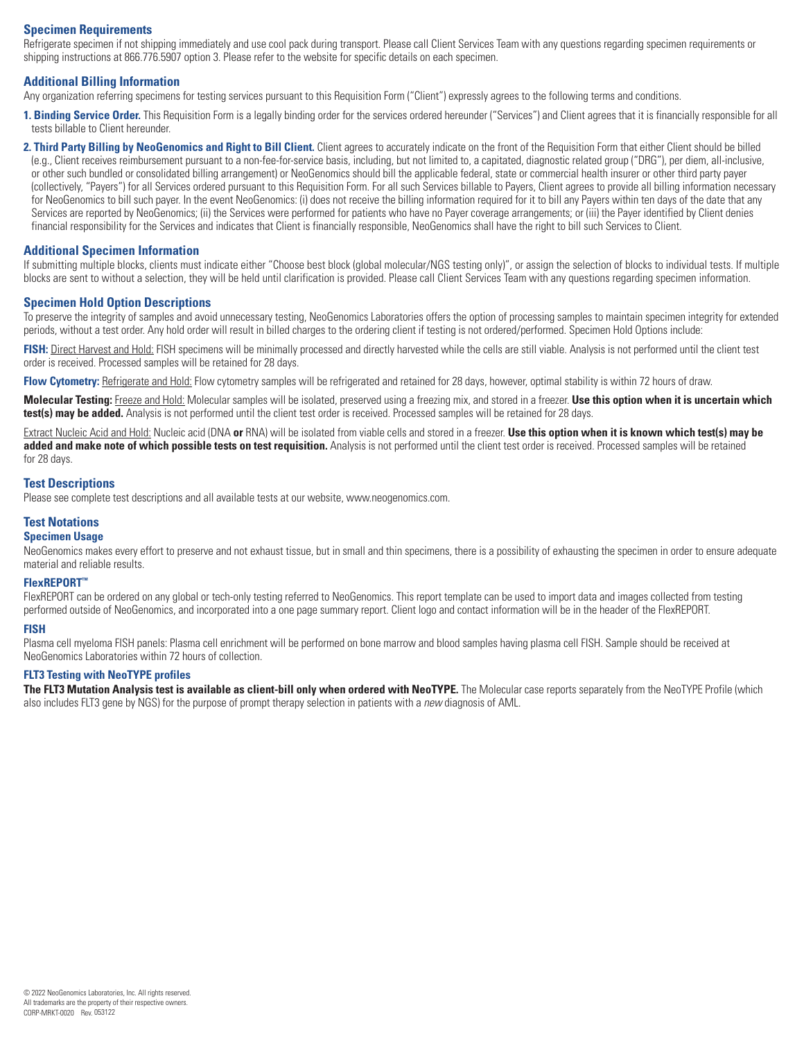## Specimen Requirements

Refrigerate specimen if not shipping immediately and use cool pack during transport. Please call Client Services Team with any questions regarding specimen requirements or shipping instructions at 866.776.5907 option 3. Please refer to the website for specific details on each specimen.

## Additional Billing Information

Any organization referring specimens for testing services pursuant to this Requisition Form ("Client") expressly agrees to the following terms and conditions.

1. **Binding Service Order.** This Requisition Form is a legally binding order for the services ordered hereunder ("Services") and Client agrees that it is financially responsible for all tests billable to Client hereunder.
2. **Third Party Billing by NeoGenomics and Right to Bill Client.** Client agrees to accurately indicate on the front of the Requisition Form that either Client should be billed (e.g., Client receives reimbursement pursuant to a non-fee-for-service basis, including, but not limited to, a capitated, diagnostic related group ("DRG"), per diem, all-inclusive, or other such bundled or consolidated billing arrangement) or NeoGenomics should bill the applicable federal, state or commercial health insurer or other third party payer (collectively, "Payers") for all Services ordered pursuant to this Requisition Form. For all such Services billable to Payers, Client agrees to provide all billing information necessary for NeoGenomics to bill such payer. In the event NeoGenomics: (i) does not receive the billing information required for it to bill any Payers within ten days of the date that any Services are reported by NeoGenomics; (ii) the Services were performed for patients who have no Payer coverage arrangements; or (iii) the Payer identified by Client denies financial responsibility for the Services and indicates that Client is financially responsible, NeoGenomics shall have the right to bill such Services to Client.

## Additional Specimen Information

If submitting multiple blocks, clients must indicate either "Choose best block (global molecular/NGS testing only)", or assign the selection of blocks to individual tests. If multiple blocks are sent to without a selection, they will be held until clarification is provided. Please call Client Services Team with any questions regarding specimen information.

## Specimen Hold Option Descriptions

To preserve the integrity of samples and avoid unnecessary testing, NeoGenomics Laboratories offers the option of processing samples to maintain specimen integrity for extended periods, without a test order. Any hold order will result in billed charges to the ordering client if testing is not ordered/performed. Specimen Hold Options include:

**FISH:** Direct Harvest and Hold: FISH specimens will be minimally processed and directly harvested while the cells are still viable. Analysis is not performed until the client test order is received. Processed samples will be retained for 28 days.

**Flow Cytometry:** Refrigerate and Hold: Flow cytometry samples will be refrigerated and retained for 28 days, however, optimal stability is within 72 hours of draw.

**Molecular Testing:** Freeze and Hold: Molecular samples will be isolated, preserved using a freezing mix, and stored in a freezer. **Use this option when it is uncertain which test(s) may be added.** Analysis is not performed until the client test order is received. Processed samples will be retained for 28 days.

Extract Nucleic Acid and Hold: Nucleic acid (DNA **or** RNA) will be isolated from viable cells and stored in a freezer. **Use this option when it is known which test(s) may be added and make note of which possible tests on test requisition.** Analysis is not performed until the client test order is received. Processed samples will be retained for 28 days.

## Test Descriptions

Please see complete test descriptions and all available tests at our website, www.neogenomics.com.

## Test Notations

### Specimen Usage

NeoGenomics makes every effort to preserve and not exhaust tissue, but in small and thin specimens, there is a possibility of exhausting the specimen in order to ensure adequate material and reliable results.

### FlexREPORT™

FlexREPORT can be ordered on any global or tech-only testing referred to NeoGenomics. This report template can be used to import data and images collected from testing performed outside of NeoGenomics, and incorporated into a one page summary report. Client logo and contact information will be in the header of the FlexREPORT.

### FISH

Plasma cell myeloma FISH panels: Plasma cell enrichment will be performed on bone marrow and blood samples having plasma cell FISH. Sample should be received at NeoGenomics Laboratories within 72 hours of collection.

### FLT3 Testing with NeoTYPE profiles

**The FLT3 Mutation Analysis test is available as client-bill only when ordered with NeoTYPE.** The Molecular case reports separately from the NeoTYPE Profile (which also includes FLT3 gene by NGS) for the purpose of prompt therapy selection in patients with a *new* diagnosis of AML.

© 2022 NeoGenomics Laboratories, Inc. All rights reserved.
All trademarks are the property of their respective owners.
CORP-MRKT-0020 Rev. 053122